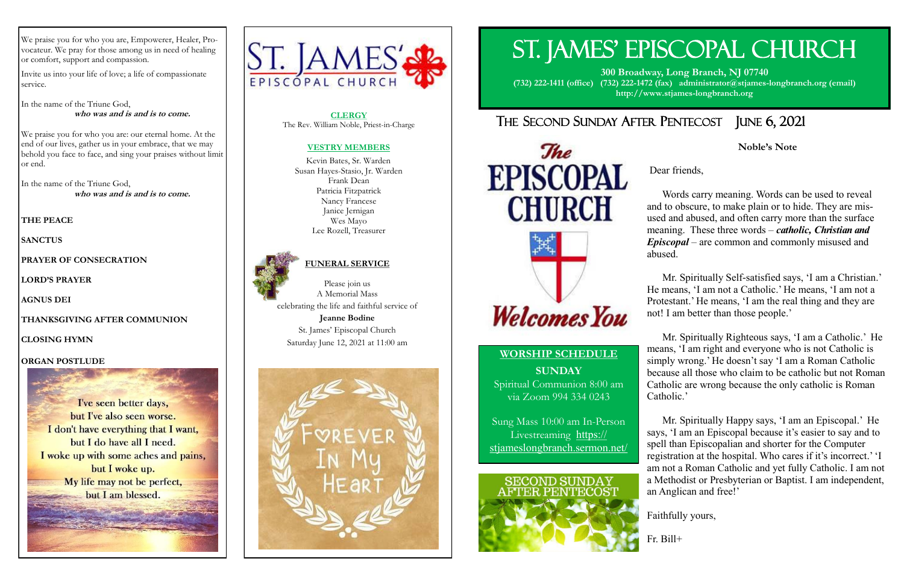We praise you for who you are, Empowerer, Healer, Provocateur. We pray for those among us in need of healing or comfort, support and compassion.

Invite us into your life of love; a life of compassionate service.

In the name of the Triune God,
**who was and is and is to come.**

We praise you for who you are: our eternal home. At the end of our lives, gather us in your embrace, that we may behold you face to face, and sing your praises without limit or end.

In the name of the Triune God,
**who was and is and is to come.**

**THE PEACE**

**SANCTUS**

**PRAYER OF CONSECRATION**

**LORD'S PRAYER**

**AGNUS DEI**

**THANKSGIVING AFTER COMMUNION**

**CLOSING HYMN**

**ORGAN POSTLUDE**

I've seen better days,
but I've also seen worse.
I don't have everything that I want,
but I do have all I need.
I woke up with some aches and pains,
but I woke up.
My life may not be perfect,
but I am blessed.

ST. JAMES' EPISCOPAL CHURCH

**CLERGY**

The Rev. William Noble, Priest-in-Charge

**VESTRY MEMBERS**

Kevin Bates, Sr. Warden
Susan Hayes-Stasio, Jr. Warden
Frank Dean
Patricia Fitzpatrick
Nancy Francese
Janice Jernigan
Wes Mayo
Lee Rozell, Treasurer

**FUNERAL SERVICE**

Please join us
A Memorial Mass
celebrating the life and faithful service of
**Jeanne Bodine**
St. James' Episcopal Church
Saturday June 12, 2021 at 11:00 am

FOREVER IN MY HEART

# ST. JAMES' EPISCOPAL CHURCH

**300 Broadway, Long Branch, NJ 07740**
**(732) 222-1411 (office) (732) 222-1472 (fax) administrator@stjames-longbranch.org (email)**
**http://www.stjames-longbranch.org**

## THE SECOND SUNDAY AFTER PENTECOST JUNE 6, 2021

The EPISCOPAL CHURCH Welcomes You

**WORSHIP SCHEDULE**

**SUNDAY**

Spiritual Communion 8:00 am
via Zoom 994 334 0243

Sung Mass 10:00 am In-Person
Livestreaming https://stjameslongbranch.sermon.net/

SECOND SUNDAY AFTER PENTECOST

**Noble's Note**

Dear friends,

Words carry meaning. Words can be used to reveal and to obscure, to make plain or to hide. They are misused and abused, and often carry more than the surface meaning. These three words – ***catholic, Christian and Episcopal*** – are common and commonly misused and abused.

Mr. Spiritually Self-satisfied says, 'I am a Christian.' He means, 'I am not a Catholic.' He means, 'I am not a Protestant.' He means, 'I am the real thing and they are not! I am better than those people.'

Mr. Spiritually Righteous says, 'I am a Catholic.' He means, 'I am right and everyone who is not Catholic is simply wrong.' He doesn't say 'I am a Roman Catholic because all those who claim to be catholic but not Roman Catholic are wrong because the only catholic is Roman Catholic.'

Mr. Spiritually Happy says, 'I am an Episcopal.' He says, 'I am an Episcopal because it's easier to say and to spell than Episcopalian and shorter for the Computer registration at the hospital. Who cares if it's incorrect.' 'I am not a Roman Catholic and yet fully Catholic. I am not a Methodist or Presbyterian or Baptist. I am independent, an Anglican and free!'

Faithfully yours,

Fr. Bill+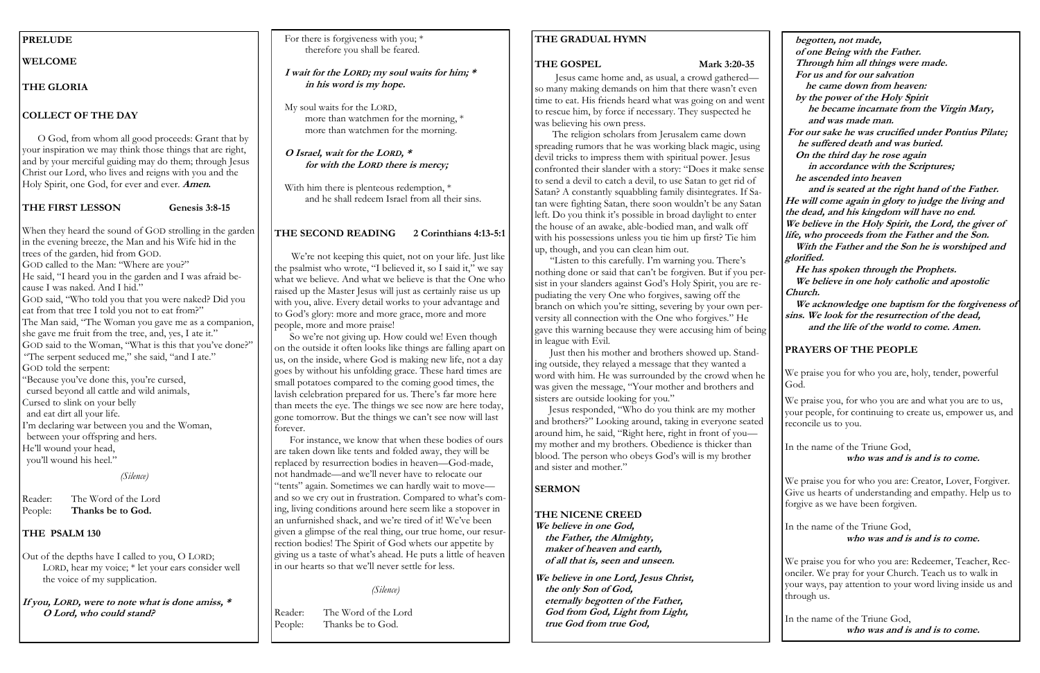## PRELUDE

## WELCOME

## THE GLORIA

## COLLECT OF THE DAY

O God, from whom all good proceeds: Grant that by your inspiration we may think those things that are right, and by your merciful guiding may do them; through Jesus Christ our Lord, who lives and reigns with you and the Holy Spirit, one God, for ever and ever. **Amen.**

## THE FIRST LESSON Genesis 3:8-15

When they heard the sound of GOD strolling in the garden in the evening breeze, the Man and his Wife hid in the trees of the garden, hid from GOD.
GOD called to the Man: "Where are you?"
He said, "I heard you in the garden and I was afraid because I was naked. And I hid."
GOD said, "Who told you that you were naked? Did you eat from that tree I told you not to eat from?"
The Man said, "The Woman you gave me as a companion, she gave me fruit from the tree, and, yes, I ate it."
GOD said to the Woman, "What is this that you've done?"
"The serpent seduced me," she said, "and I ate."
GOD told the serpent:
"Because you've done this, you're cursed,
cursed beyond all cattle and wild animals,
Cursed to slink on your belly
and eat dirt all your life.
I'm declaring war between you and the Woman,
between your offspring and hers.
He'll wound your head,
you'll wound his heel."

*(Silence)*

Reader: The Word of the Lord
People: **Thanks be to God.**

## THE PSALM 130

Out of the depths have I called to you, O LORD;
LORD, hear my voice; * let your ears consider well the voice of my supplication.

***If you, LORD, were to note what is done amiss, ****
***O Lord, who could stand?***

For there is forgiveness with you; *
therefore you shall be feared.

***I wait for the LORD; my soul waits for him; ****
***in his word is my hope.***

My soul waits for the LORD,
more than watchmen for the morning, *
more than watchmen for the morning.

***O Israel, wait for the LORD, ****
***for with the LORD there is mercy;***

With him there is plenteous redemption, *
and he shall redeem Israel from all their sins.

## THE SECOND READING 2 Corinthians 4:13-5:1

We're not keeping this quiet, not on your life. Just like the psalmist who wrote, "I believed it, so I said it," we say what we believe. And what we believe is that the One who raised up the Master Jesus will just as certainly raise us up with you, alive. Every detail works to your advantage and to God's glory: more and more grace, more and more people, more and more praise!

So we're not giving up. How could we! Even though on the outside it often looks like things are falling apart on us, on the inside, where God is making new life, not a day goes by without his unfolding grace. These hard times are small potatoes compared to the coming good times, the lavish celebration prepared for us. There's far more here than meets the eye. The things we see now are here today, gone tomorrow. But the things we can't see now will last forever.

For instance, we know that when these bodies of ours are taken down like tents and folded away, they will be replaced by resurrection bodies in heaven—God-made, not handmade—and we'll never have to relocate our "tents" again. Sometimes we can hardly wait to move—and so we cry out in frustration. Compared to what's coming, living conditions around here seem like a stopover in an unfurnished shack, and we're tired of it! We've been given a glimpse of the real thing, our true home, our resurrection bodies! The Spirit of God whets our appetite by giving us a taste of what's ahead. He puts a little of heaven in our hearts so that we'll never settle for less.

*(Silence)*

Reader: The Word of the Lord
People: Thanks be to God.

## THE GRADUAL HYMN

## THE GOSPEL Mark 3:20-35

Jesus came home and, as usual, a crowd gathered—so many making demands on him that there wasn't even time to eat. His friends heard what was going on and went to rescue him, by force if necessary. They suspected he was believing his own press.

The religion scholars from Jerusalem came down spreading rumors that he was working black magic, using devil tricks to impress them with spiritual power. Jesus confronted their slander with a story: "Does it make sense to send a devil to catch a devil, to use Satan to get rid of Satan? A constantly squabbling family disintegrates. If Satan were fighting Satan, there soon wouldn't be any Satan left. Do you think it's possible in broad daylight to enter the house of an awake, able-bodied man, and walk off with his possessions unless you tie him up first? Tie him up, though, and you can clean him out.

"Listen to this carefully. I'm warning you. There's nothing done or said that can't be forgiven. But if you persist in your slanders against God's Holy Spirit, you are repudiating the very One who forgives, sawing off the branch on which you're sitting, severing by your own perversity all connection with the One who forgives." He gave this warning because they were accusing him of being in league with Evil.

Just then his mother and brothers showed up. Standing outside, they relayed a message that they wanted a word with him. He was surrounded by the crowd when he was given the message, "Your mother and brothers and sisters are outside looking for you."

Jesus responded, "Who do you think are my mother and brothers?" Looking around, taking in everyone seated around him, he said, "Right here, right in front of you—my mother and my brothers. Obedience is thicker than blood. The person who obeys God's will is my brother and sister and mother."

## SERMON

## THE NICENE CREED

***We believe in one God,***
***the Father, the Almighty,***
***maker of heaven and earth,***
***of all that is, seen and unseen.***

***We believe in one Lord, Jesus Christ,***
***the only Son of God,***
***eternally begotten of the Father,***
***God from God, Light from Light,***
***true God from true God,***
***begotten, not made,***
***of one Being with the Father.***
***Through him all things were made.***
***For us and for our salvation***
***he came down from heaven:***
***by the power of the Holy Spirit***
***he became incarnate from the Virgin Mary,***
***and was made man.***
***For our sake he was crucified under Pontius Pilate;***
***he suffered death and was buried.***
***On the third day he rose again***
***in accordance with the Scriptures;***
***he ascended into heaven***
***and is seated at the right hand of the Father.***
***He will come again in glory to judge the living and the dead, and his kingdom will have no end.***
***We believe in the Holy Spirit, the Lord, the giver of life, who proceeds from the Father and the Son.***
***With the Father and the Son he is worshiped and glorified.***
***He has spoken through the Prophets.***
***We believe in one holy catholic and apostolic Church.***
***We acknowledge one baptism for the forgiveness of sins. We look for the resurrection of the dead,***
***and the life of the world to come. Amen.***

## PRAYERS OF THE PEOPLE

We praise you for who you are, holy, tender, powerful God.

We praise you, for who you are and what you are to us, your people, for continuing to create us, empower us, and reconcile us to you.

In the name of the Triune God,
**who was and is and is to come.**

We praise you for who you are: Creator, Lover, Forgiver. Give us hearts of understanding and empathy. Help us to forgive as we have been forgiven.

In the name of the Triune God,
**who was and is and is to come.**

We praise you for who you are: Redeemer, Teacher, Reconciler. We pray for your Church. Teach us to walk in your ways, pay attention to your word living inside us and through us.

In the name of the Triune God,
**who was and is and is to come.**